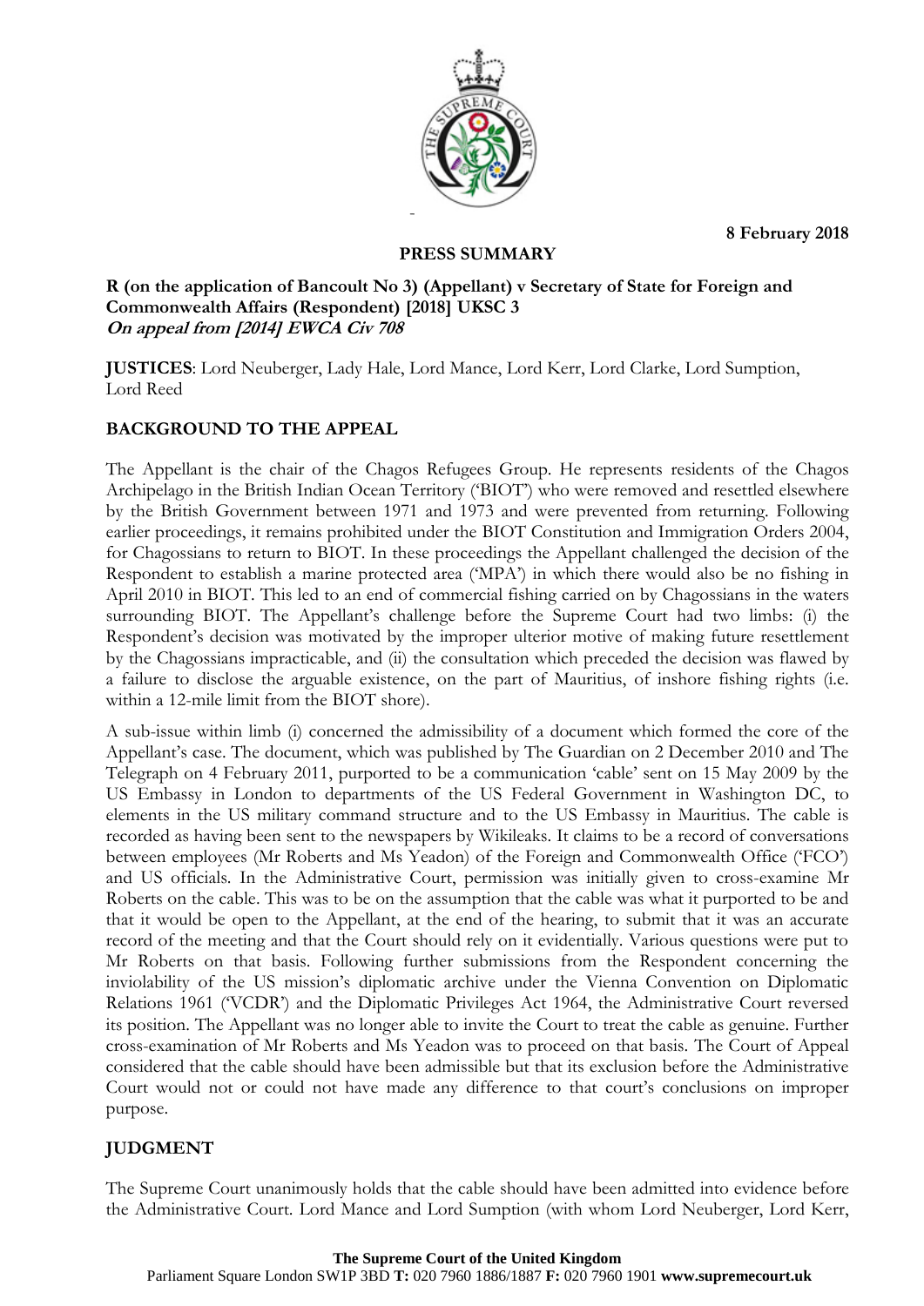8 February 2018

**PRESS SUMMARY**

**R (on the application of Bancoult No 3) (Appellant) v Secretary of State for Foreign and Commonwealth Affairs (Respondent) [2018] UKSC 3**
***On appeal from [2014] EWCA Civ 708***

**JUSTICES**: Lord Neuberger, Lady Hale, Lord Mance, Lord Kerr, Lord Clarke, Lord Sumption, Lord Reed

## BACKGROUND TO THE APPEAL

The Appellant is the chair of the Chagos Refugees Group. He represents residents of the Chagos Archipelago in the British Indian Ocean Territory ('BIOT') who were removed and resettled elsewhere by the British Government between 1971 and 1973 and were prevented from returning. Following earlier proceedings, it remains prohibited under the BIOT Constitution and Immigration Orders 2004, for Chagossians to return to BIOT. In these proceedings the Appellant challenged the decision of the Respondent to establish a marine protected area ('MPA') in which there would also be no fishing in April 2010 in BIOT. This led to an end of commercial fishing carried on by Chagossians in the waters surrounding BIOT. The Appellant's challenge before the Supreme Court had two limbs: (i) the Respondent's decision was motivated by the improper ulterior motive of making future resettlement by the Chagossians impracticable, and (ii) the consultation which preceded the decision was flawed by a failure to disclose the arguable existence, on the part of Mauritius, of inshore fishing rights (i.e. within a 12-mile limit from the BIOT shore).

A sub-issue within limb (i) concerned the admissibility of a document which formed the core of the Appellant's case. The document, which was published by The Guardian on 2 December 2010 and The Telegraph on 4 February 2011, purported to be a communication 'cable' sent on 15 May 2009 by the US Embassy in London to departments of the US Federal Government in Washington DC, to elements in the US military command structure and to the US Embassy in Mauritius. The cable is recorded as having been sent to the newspapers by Wikileaks. It claims to be a record of conversations between employees (Mr Roberts and Ms Yeadon) of the Foreign and Commonwealth Office ('FCO') and US officials. In the Administrative Court, permission was initially given to cross-examine Mr Roberts on the cable. This was to be on the assumption that the cable was what it purported to be and that it would be open to the Appellant, at the end of the hearing, to submit that it was an accurate record of the meeting and that the Court should rely on it evidentially. Various questions were put to Mr Roberts on that basis. Following further submissions from the Respondent concerning the inviolability of the US mission's diplomatic archive under the Vienna Convention on Diplomatic Relations 1961 ('VCDR') and the Diplomatic Privileges Act 1964, the Administrative Court reversed its position. The Appellant was no longer able to invite the Court to treat the cable as genuine. Further cross-examination of Mr Roberts and Ms Yeadon was to proceed on that basis. The Court of Appeal considered that the cable should have been admissible but that its exclusion before the Administrative Court would not or could not have made any difference to that court's conclusions on improper purpose.

## JUDGMENT

The Supreme Court unanimously holds that the cable should have been admitted into evidence before the Administrative Court. Lord Mance and Lord Sumption (with whom Lord Neuberger, Lord Kerr,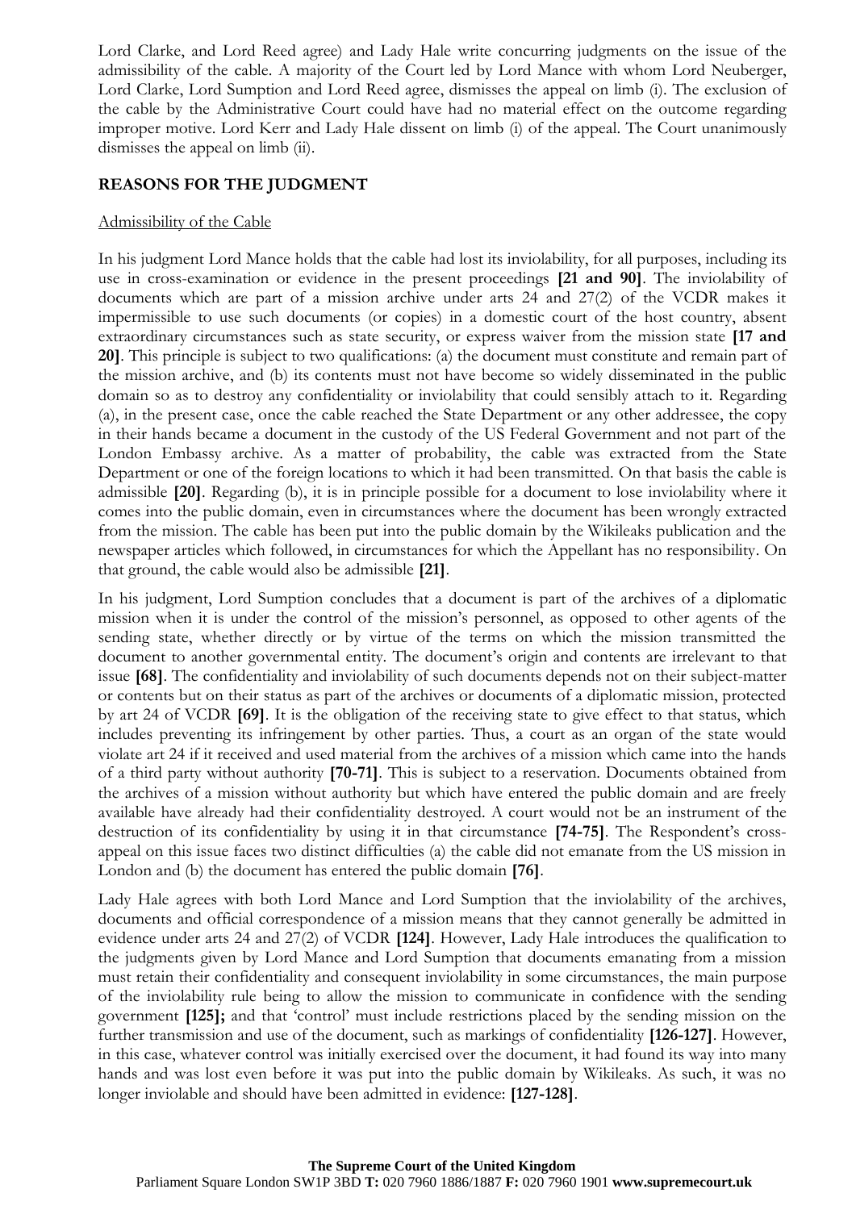Lord Clarke, and Lord Reed agree) and Lady Hale write concurring judgments on the issue of the admissibility of the cable. A majority of the Court led by Lord Mance with whom Lord Neuberger, Lord Clarke, Lord Sumption and Lord Reed agree, dismisses the appeal on limb (i). The exclusion of the cable by the Administrative Court could have had no material effect on the outcome regarding improper motive. Lord Kerr and Lady Hale dissent on limb (i) of the appeal. The Court unanimously dismisses the appeal on limb (ii).

## REASONS FOR THE JUDGMENT

### Admissibility of the Cable

In his judgment Lord Mance holds that the cable had lost its inviolability, for all purposes, including its use in cross-examination or evidence in the present proceedings **[21 and 90]**. The inviolability of documents which are part of a mission archive under arts 24 and 27(2) of the VCDR makes it impermissible to use such documents (or copies) in a domestic court of the host country, absent extraordinary circumstances such as state security, or express waiver from the mission state **[17 and 20]**. This principle is subject to two qualifications: (a) the document must constitute and remain part of the mission archive, and (b) its contents must not have become so widely disseminated in the public domain so as to destroy any confidentiality or inviolability that could sensibly attach to it. Regarding (a), in the present case, once the cable reached the State Department or any other addressee, the copy in their hands became a document in the custody of the US Federal Government and not part of the London Embassy archive. As a matter of probability, the cable was extracted from the State Department or one of the foreign locations to which it had been transmitted. On that basis the cable is admissible **[20]**. Regarding (b), it is in principle possible for a document to lose inviolability where it comes into the public domain, even in circumstances where the document has been wrongly extracted from the mission. The cable has been put into the public domain by the Wikileaks publication and the newspaper articles which followed, in circumstances for which the Appellant has no responsibility. On that ground, the cable would also be admissible **[21]**.

In his judgment, Lord Sumption concludes that a document is part of the archives of a diplomatic mission when it is under the control of the mission's personnel, as opposed to other agents of the sending state, whether directly or by virtue of the terms on which the mission transmitted the document to another governmental entity. The document's origin and contents are irrelevant to that issue **[68]**. The confidentiality and inviolability of such documents depends not on their subject-matter or contents but on their status as part of the archives or documents of a diplomatic mission, protected by art 24 of VCDR **[69]**. It is the obligation of the receiving state to give effect to that status, which includes preventing its infringement by other parties. Thus, a court as an organ of the state would violate art 24 if it received and used material from the archives of a mission which came into the hands of a third party without authority **[70-71]**. This is subject to a reservation. Documents obtained from the archives of a mission without authority but which have entered the public domain and are freely available have already had their confidentiality destroyed. A court would not be an instrument of the destruction of its confidentiality by using it in that circumstance **[74-75]**. The Respondent's cross-appeal on this issue faces two distinct difficulties (a) the cable did not emanate from the US mission in London and (b) the document has entered the public domain **[76]**.

Lady Hale agrees with both Lord Mance and Lord Sumption that the inviolability of the archives, documents and official correspondence of a mission means that they cannot generally be admitted in evidence under arts 24 and 27(2) of VCDR **[124]**. However, Lady Hale introduces the qualification to the judgments given by Lord Mance and Lord Sumption that documents emanating from a mission must retain their confidentiality and consequent inviolability in some circumstances, the main purpose of the inviolability rule being to allow the mission to communicate in confidence with the sending government **[125];** and that 'control' must include restrictions placed by the sending mission on the further transmission and use of the document, such as markings of confidentiality **[126-127]**. However, in this case, whatever control was initially exercised over the document, it had found its way into many hands and was lost even before it was put into the public domain by Wikileaks. As such, it was no longer inviolable and should have been admitted in evidence: **[127-128]**.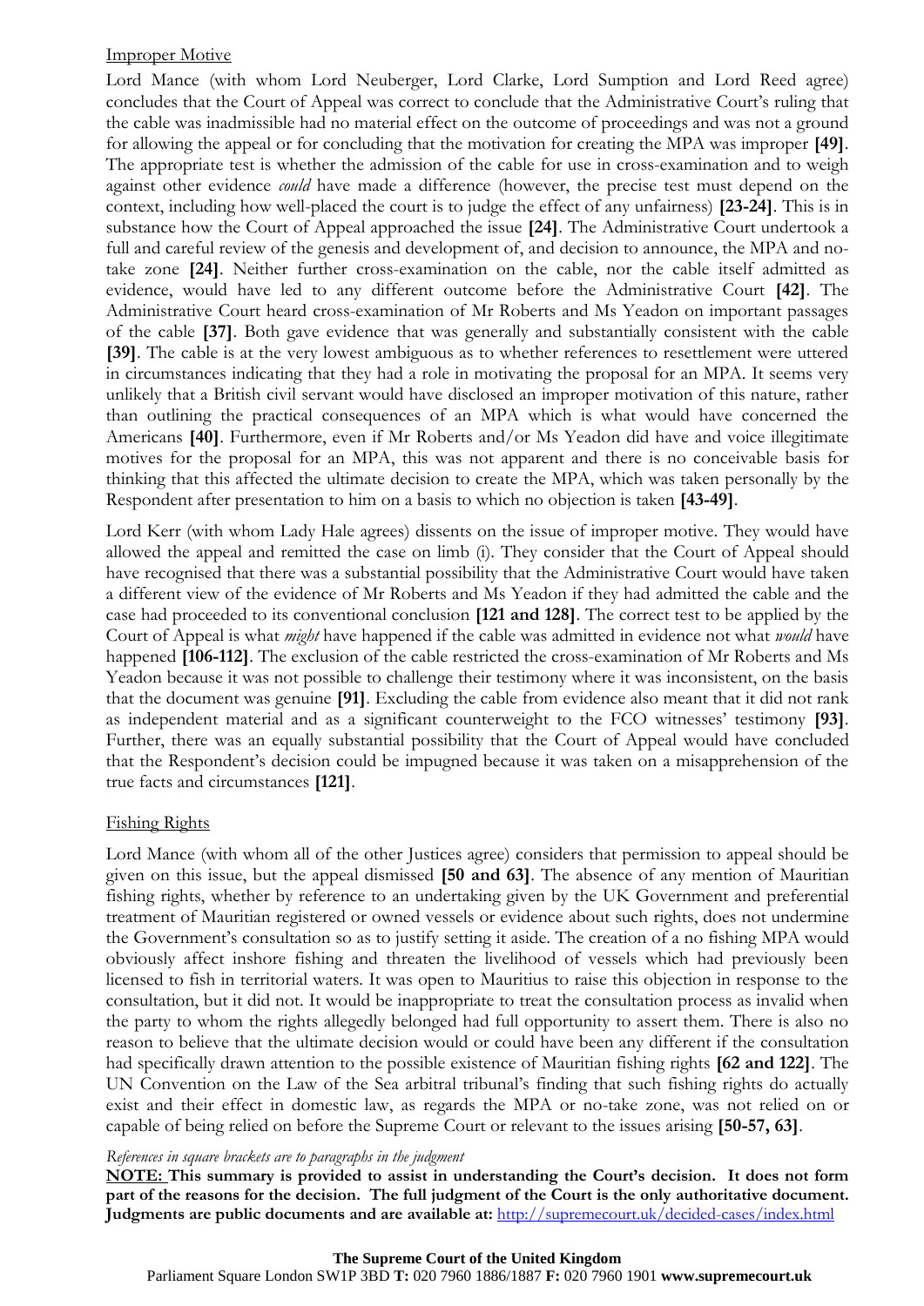## Improper Motive

Lord Mance (with whom Lord Neuberger, Lord Clarke, Lord Sumption and Lord Reed agree) concludes that the Court of Appeal was correct to conclude that the Administrative Court's ruling that the cable was inadmissible had no material effect on the outcome of proceedings and was not a ground for allowing the appeal or for concluding that the motivation for creating the MPA was improper **[49]**. The appropriate test is whether the admission of the cable for use in cross-examination and to weigh against other evidence *could* have made a difference (however, the precise test must depend on the context, including how well-placed the court is to judge the effect of any unfairness) **[23-24]**. This is in substance how the Court of Appeal approached the issue **[24]**. The Administrative Court undertook a full and careful review of the genesis and development of, and decision to announce, the MPA and no-take zone **[24]**. Neither further cross-examination on the cable, nor the cable itself admitted as evidence, would have led to any different outcome before the Administrative Court **[42]**. The Administrative Court heard cross-examination of Mr Roberts and Ms Yeadon on important passages of the cable **[37]**. Both gave evidence that was generally and substantially consistent with the cable **[39]**. The cable is at the very lowest ambiguous as to whether references to resettlement were uttered in circumstances indicating that they had a role in motivating the proposal for an MPA. It seems very unlikely that a British civil servant would have disclosed an improper motivation of this nature, rather than outlining the practical consequences of an MPA which is what would have concerned the Americans **[40]**. Furthermore, even if Mr Roberts and/or Ms Yeadon did have and voice illegitimate motives for the proposal for an MPA, this was not apparent and there is no conceivable basis for thinking that this affected the ultimate decision to create the MPA, which was taken personally by the Respondent after presentation to him on a basis to which no objection is taken **[43-49]**.

Lord Kerr (with whom Lady Hale agrees) dissents on the issue of improper motive. They would have allowed the appeal and remitted the case on limb (i). They consider that the Court of Appeal should have recognised that there was a substantial possibility that the Administrative Court would have taken a different view of the evidence of Mr Roberts and Ms Yeadon if they had admitted the cable and the case had proceeded to its conventional conclusion **[121 and 128]**. The correct test to be applied by the Court of Appeal is what *might* have happened if the cable was admitted in evidence not what *would* have happened **[106-112]**. The exclusion of the cable restricted the cross-examination of Mr Roberts and Ms Yeadon because it was not possible to challenge their testimony where it was inconsistent, on the basis that the document was genuine **[91]**. Excluding the cable from evidence also meant that it did not rank as independent material and as a significant counterweight to the FCO witnesses' testimony **[93]**. Further, there was an equally substantial possibility that the Court of Appeal would have concluded that the Respondent's decision could be impugned because it was taken on a misapprehension of the true facts and circumstances **[121]**.

## Fishing Rights

Lord Mance (with whom all of the other Justices agree) considers that permission to appeal should be given on this issue, but the appeal dismissed **[50 and 63]**. The absence of any mention of Mauritian fishing rights, whether by reference to an undertaking given by the UK Government and preferential treatment of Mauritian registered or owned vessels or evidence about such rights, does not undermine the Government's consultation so as to justify setting it aside. The creation of a no fishing MPA would obviously affect inshore fishing and threaten the livelihood of vessels which had previously been licensed to fish in territorial waters. It was open to Mauritius to raise this objection in response to the consultation, but it did not. It would be inappropriate to treat the consultation process as invalid when the party to whom the rights allegedly belonged had full opportunity to assert them. There is also no reason to believe that the ultimate decision would or could have been any different if the consultation had specifically drawn attention to the possible existence of Mauritian fishing rights **[62 and 122]**. The UN Convention on the Law of the Sea arbitral tribunal's finding that such fishing rights do actually exist and their effect in domestic law, as regards the MPA or no-take zone, was not relied on or capable of being relied on before the Supreme Court or relevant to the issues arising **[50-57, 63]**.

*References in square brackets are to paragraphs in the judgment*

**NOTE: This summary is provided to assist in understanding the Court's decision. It does not form part of the reasons for the decision. The full judgment of the Court is the only authoritative document. Judgments are public documents and are available at:** http://supremecourt.uk/decided-cases/index.html

**The Supreme Court of the United Kingdom**

Parliament Square London SW1P 3BD **T:** 020 7960 1886/1887 **F:** 020 7960 1901 **www.supremecourt.uk**